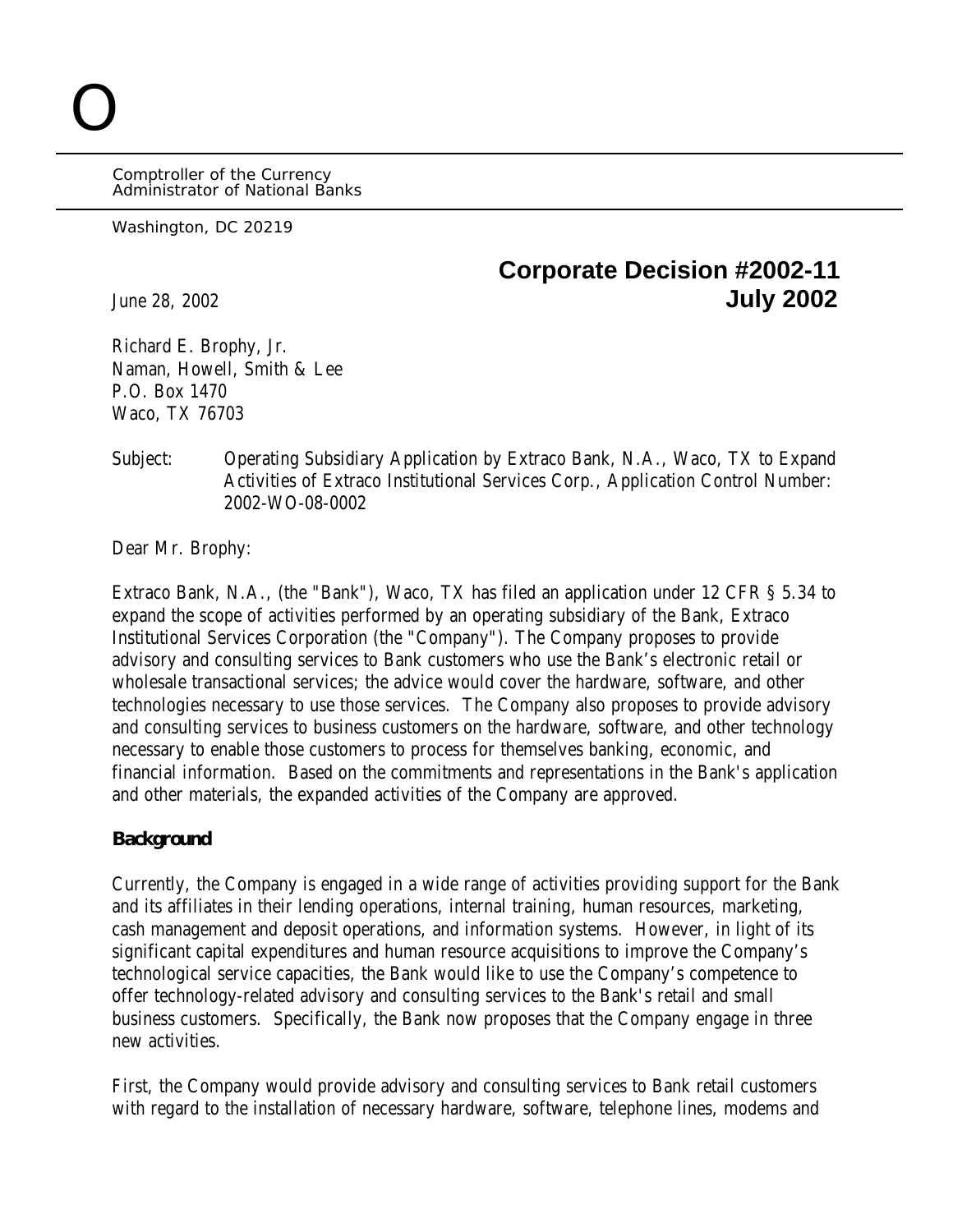O

Comptroller of the Currency
Administrator of National Banks

Washington, DC 20219

**Corporate Decision #2002-11**
**July 2002**

June 28, 2002

Richard E. Brophy, Jr.
Naman, Howell, Smith & Lee
P.O. Box 1470
Waco, TX 76703

Subject: Operating Subsidiary Application by Extraco Bank, N.A., Waco, TX to Expand Activities of Extraco Institutional Services Corp., Application Control Number: 2002-WO-08-0002

Dear Mr. Brophy:

Extraco Bank, N.A., (the "Bank"), Waco, TX has filed an application under 12 CFR § 5.34 to expand the scope of activities performed by an operating subsidiary of the Bank, Extraco Institutional Services Corporation (the "Company"). The Company proposes to provide advisory and consulting services to Bank customers who use the Bank's electronic retail or wholesale transactional services; the advice would cover the hardware, software, and other technologies necessary to use those services. The Company also proposes to provide advisory and consulting services to business customers on the hardware, software, and other technology necessary to enable those customers to process for themselves banking, economic, and financial information. Based on the commitments and representations in the Bank's application and other materials, the expanded activities of the Company are approved.

**Background**

Currently, the Company is engaged in a wide range of activities providing support for the Bank and its affiliates in their lending operations, internal training, human resources, marketing, cash management and deposit operations, and information systems. However, in light of its significant capital expenditures and human resource acquisitions to improve the Company's technological service capacities, the Bank would like to use the Company's competence to offer technology-related advisory and consulting services to the Bank's retail and small business customers. Specifically, the Bank now proposes that the Company engage in three new activities.

First, the Company would provide advisory and consulting services to Bank retail customers with regard to the installation of necessary hardware, software, telephone lines, modems and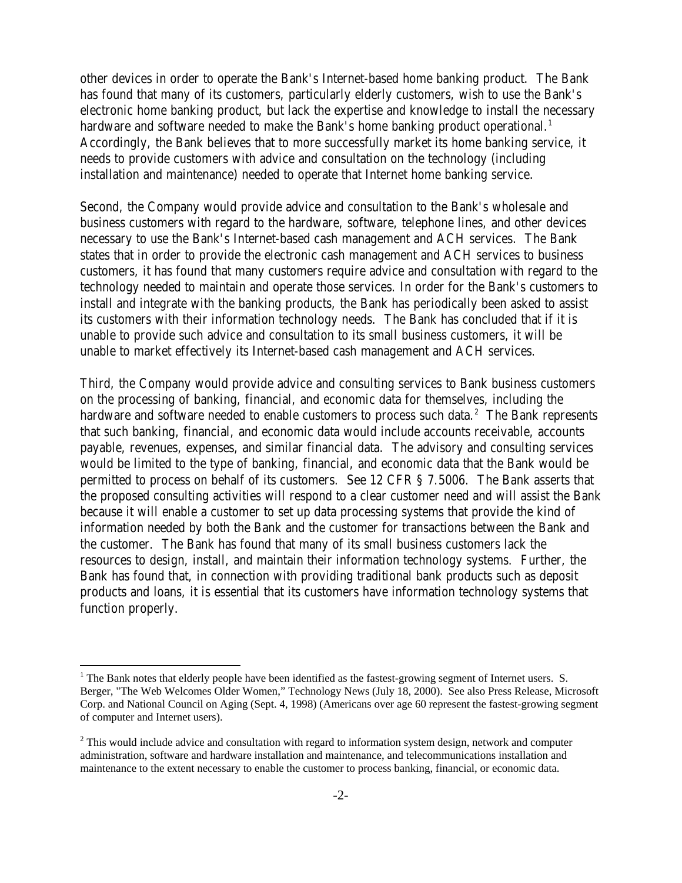other devices in order to operate the Bank's Internet-based home banking product. The Bank has found that many of its customers, particularly elderly customers, wish to use the Bank's electronic home banking product, but lack the expertise and knowledge to install the necessary hardware and software needed to make the Bank's home banking product operational.[1] Accordingly, the Bank believes that to more successfully market its home banking service, it needs to provide customers with advice and consultation on the technology (including installation and maintenance) needed to operate that Internet home banking service.

Second, the Company would provide advice and consultation to the Bank's wholesale and business customers with regard to the hardware, software, telephone lines, and other devices necessary to use the Bank's Internet-based cash management and ACH services. The Bank states that in order to provide the electronic cash management and ACH services to business customers, it has found that many customers require advice and consultation with regard to the technology needed to maintain and operate those services. In order for the Bank's customers to install and integrate with the banking products, the Bank has periodically been asked to assist its customers with their information technology needs. The Bank has concluded that if it is unable to provide such advice and consultation to its small business customers, it will be unable to market effectively its Internet-based cash management and ACH services.

Third, the Company would provide advice and consulting services to Bank business customers on the processing of banking, financial, and economic data for themselves, including the hardware and software needed to enable customers to process such data.[2] The Bank represents that such banking, financial, and economic data would include accounts receivable, accounts payable, revenues, expenses, and similar financial data. The advisory and consulting services would be limited to the type of banking, financial, and economic data that the Bank would be permitted to process on behalf of its customers. See 12 CFR § 7.5006. The Bank asserts that the proposed consulting activities will respond to a clear customer need and will assist the Bank because it will enable a customer to set up data processing systems that provide the kind of information needed by both the Bank and the customer for transactions between the Bank and the customer. The Bank has found that many of its small business customers lack the resources to design, install, and maintain their information technology systems. Further, the Bank has found that, in connection with providing traditional bank products such as deposit products and loans, it is essential that its customers have information technology systems that function properly.

---

[1] The Bank notes that elderly people have been identified as the fastest-growing segment of Internet users. S. Berger, "The Web Welcomes Older Women," Technology News (July 18, 2000). See also Press Release, Microsoft Corp. and National Council on Aging (Sept. 4, 1998) (Americans over age 60 represent the fastest-growing segment of computer and Internet users).

[2] This would include advice and consultation with regard to information system design, network and computer administration, software and hardware installation and maintenance, and telecommunications installation and maintenance to the extent necessary to enable the customer to process banking, financial, or economic data.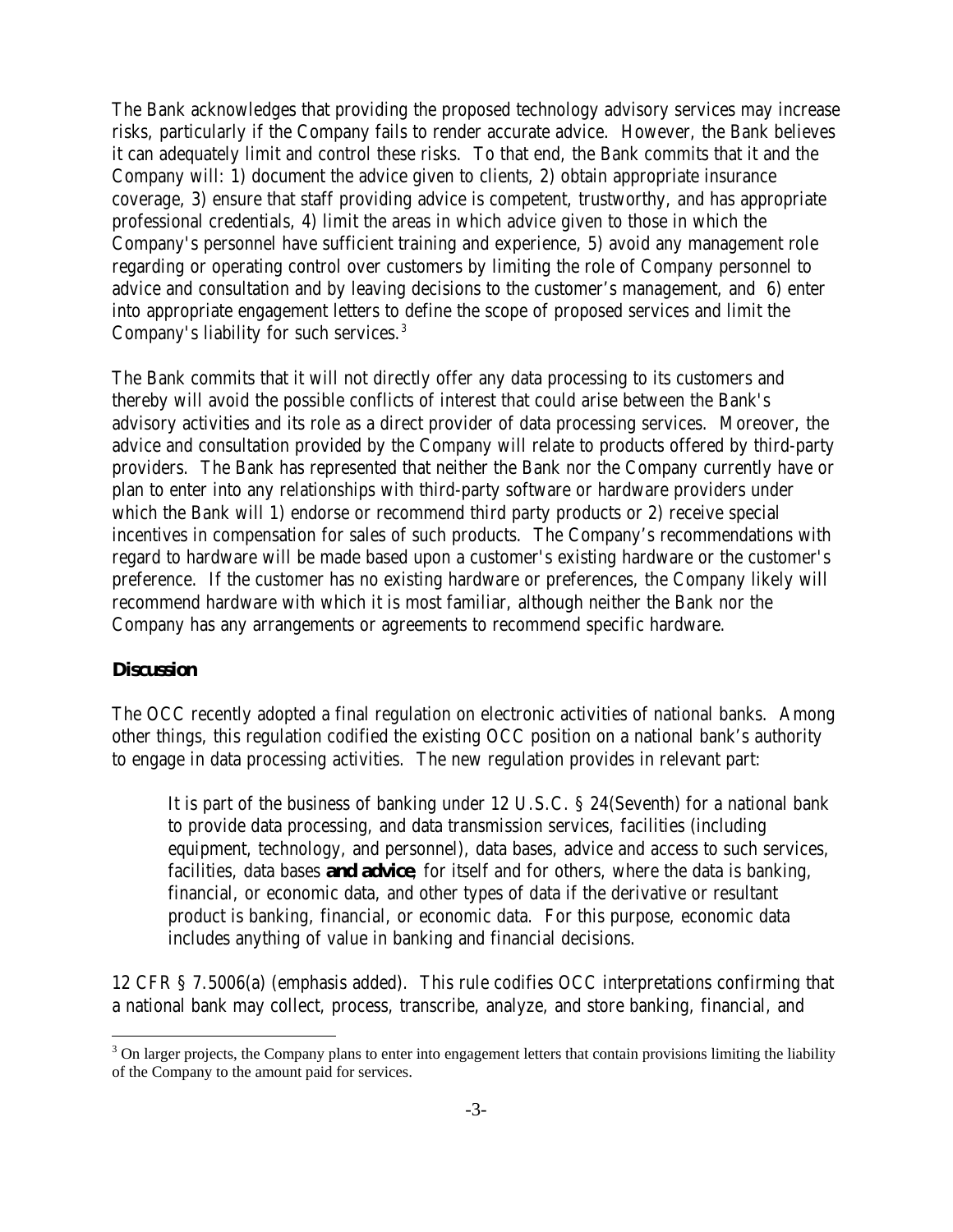The Bank acknowledges that providing the proposed technology advisory services may increase risks, particularly if the Company fails to render accurate advice. However, the Bank believes it can adequately limit and control these risks. To that end, the Bank commits that it and the Company will: 1) document the advice given to clients, 2) obtain appropriate insurance coverage, 3) ensure that staff providing advice is competent, trustworthy, and has appropriate professional credentials, 4) limit the areas in which advice given to those in which the Company's personnel have sufficient training and experience, 5) avoid any management role regarding or operating control over customers by limiting the role of Company personnel to advice and consultation and by leaving decisions to the customer's management, and 6) enter into appropriate engagement letters to define the scope of proposed services and limit the Company's liability for such services.[3]

The Bank commits that it will not directly offer any data processing to its customers and thereby will avoid the possible conflicts of interest that could arise between the Bank's advisory activities and its role as a direct provider of data processing services. Moreover, the advice and consultation provided by the Company will relate to products offered by third-party providers. The Bank has represented that neither the Bank nor the Company currently have or plan to enter into any relationships with third-party software or hardware providers under which the Bank will 1) endorse or recommend third party products or 2) receive special incentives in compensation for sales of such products. The Company's recommendations with regard to hardware will be made based upon a customer's existing hardware or the customer's preference. If the customer has no existing hardware or preferences, the Company likely will recommend hardware with which it is most familiar, although neither the Bank nor the Company has any arrangements or agreements to recommend specific hardware.

## Discussion

The OCC recently adopted a final regulation on electronic activities of national banks. Among other things, this regulation codified the existing OCC position on a national bank's authority to engage in data processing activities. The new regulation provides in relevant part:

> It is part of the business of banking under 12 U.S.C. § 24(Seventh) for a national bank to provide data processing, and data transmission services, facilities (including equipment, technology, and personnel), data bases, advice and access to such services, facilities, data bases **and advice**, for itself and for others, where the data is banking, financial, or economic data, and other types of data if the derivative or resultant product is banking, financial, or economic data. For this purpose, economic data includes anything of value in banking and financial decisions.

12 CFR § 7.5006(a) (emphasis added). This rule codifies OCC interpretations confirming that a national bank may collect, process, transcribe, analyze, and store banking, financial, and

[3] On larger projects, the Company plans to enter into engagement letters that contain provisions limiting the liability of the Company to the amount paid for services.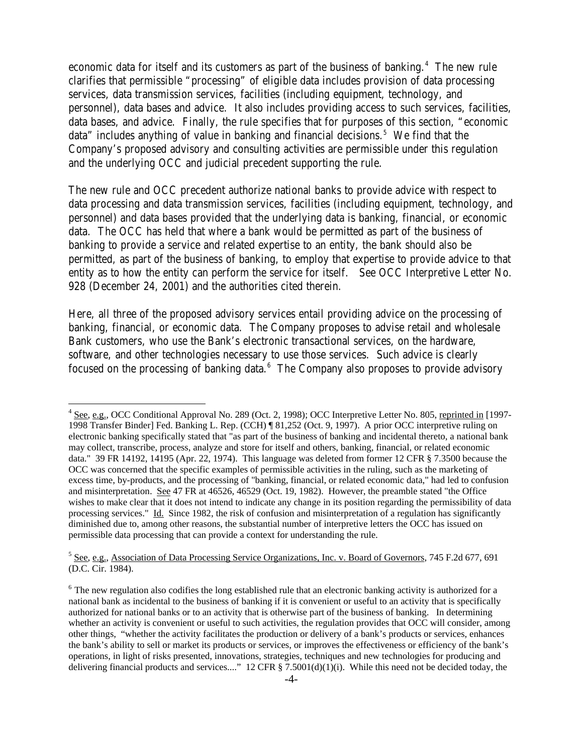economic data for itself and its customers as part of the business of banking.[4] The new rule clarifies that permissible "processing" of eligible data includes provision of data processing services, data transmission services, facilities (including equipment, technology, and personnel), data bases and advice. It also includes providing access to such services, facilities, data bases, and advice. Finally, the rule specifies that for purposes of this section, "economic data" includes anything of value in banking and financial decisions.[5] We find that the Company's proposed advisory and consulting activities are permissible under this regulation and the underlying OCC and judicial precedent supporting the rule.

The new rule and OCC precedent authorize national banks to provide advice with respect to data processing and data transmission services, facilities (including equipment, technology, and personnel) and data bases provided that the underlying data is banking, financial, or economic data. The OCC has held that where a bank would be permitted as part of the business of banking to provide a service and related expertise to an entity, the bank should also be permitted, as part of the business of banking, to employ that expertise to provide advice to that entity as to how the entity can perform the service for itself. See OCC Interpretive Letter No. 928 (December 24, 2001) and the authorities cited therein.

Here, all three of the proposed advisory services entail providing advice on the processing of banking, financial, or economic data. The Company proposes to advise retail and wholesale Bank customers, who use the Bank's electronic transactional services, on the hardware, software, and other technologies necessary to use those services. Such advice is clearly focused on the processing of banking data.[6] The Company also proposes to provide advisory

---

[4] See, e.g., OCC Conditional Approval No. 289 (Oct. 2, 1998); OCC Interpretive Letter No. 805, reprinted in [1997-1998 Transfer Binder] Fed. Banking L. Rep. (CCH) ¶ 81,252 (Oct. 9, 1997). A prior OCC interpretive ruling on electronic banking specifically stated that "as part of the business of banking and incidental thereto, a national bank may collect, transcribe, process, analyze and store for itself and others, banking, financial, or related economic data." 39 FR 14192, 14195 (Apr. 22, 1974). This language was deleted from former 12 CFR § 7.3500 because the OCC was concerned that the specific examples of permissible activities in the ruling, such as the marketing of excess time, by-products, and the processing of "banking, financial, or related economic data," had led to confusion and misinterpretation. See 47 FR at 46526, 46529 (Oct. 19, 1982). However, the preamble stated "the Office wishes to make clear that it does not intend to indicate any change in its position regarding the permissibility of data processing services." Id. Since 1982, the risk of confusion and misinterpretation of a regulation has significantly diminished due to, among other reasons, the substantial number of interpretive letters the OCC has issued on permissible data processing that can provide a context for understanding the rule.

[5] See, e.g., Association of Data Processing Service Organizations, Inc. v. Board of Governors, 745 F.2d 677, 691 (D.C. Cir. 1984).

[6] The new regulation also codifies the long established rule that an electronic banking activity is authorized for a national bank as incidental to the business of banking if it is convenient or useful to an activity that is specifically authorized for national banks or to an activity that is otherwise part of the business of banking. In determining whether an activity is convenient or useful to such activities, the regulation provides that OCC will consider, among other things, "whether the activity facilitates the production or delivery of a bank's products or services, enhances the bank's ability to sell or market its products or services, or improves the effectiveness or efficiency of the bank's operations, in light of risks presented, innovations, strategies, techniques and new technologies for producing and delivering financial products and services...." 12 CFR § 7.5001(d)(1)(i). While this need not be decided today, the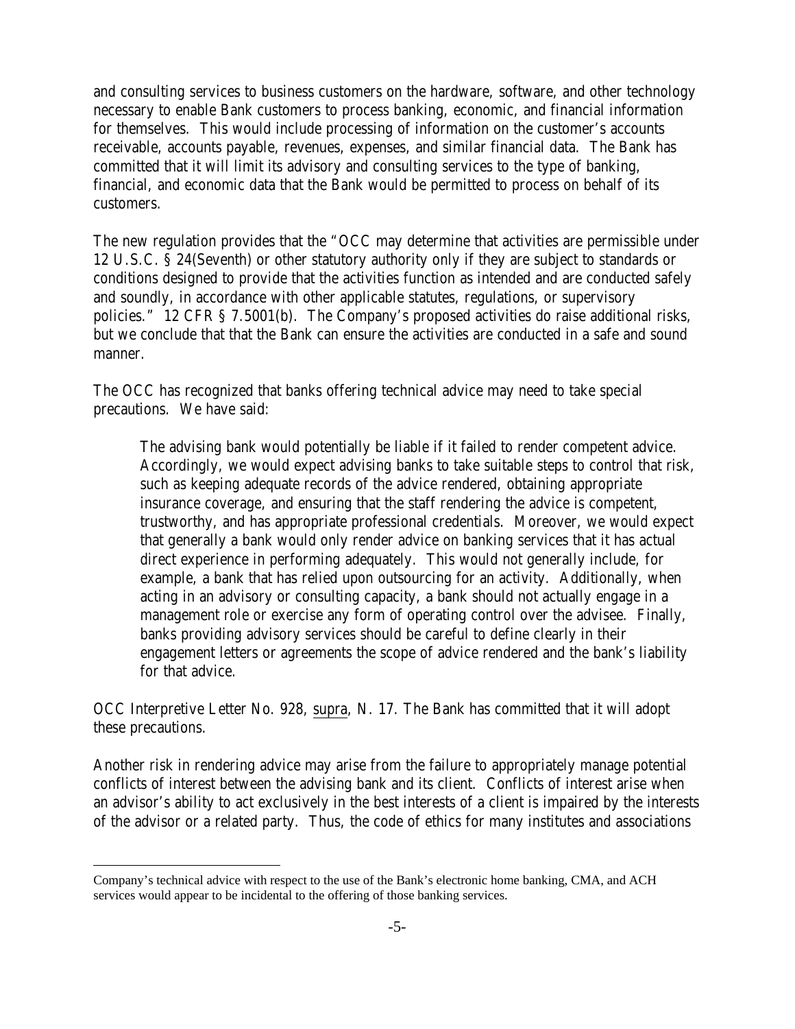and consulting services to business customers on the hardware, software, and other technology necessary to enable Bank customers to process banking, economic, and financial information for themselves. This would include processing of information on the customer's accounts receivable, accounts payable, revenues, expenses, and similar financial data. The Bank has committed that it will limit its advisory and consulting services to the type of banking, financial, and economic data that the Bank would be permitted to process on behalf of its customers.

The new regulation provides that the "OCC may determine that activities are permissible under 12 U.S.C. § 24(Seventh) or other statutory authority only if they are subject to standards or conditions designed to provide that the activities function as intended and are conducted safely and soundly, in accordance with other applicable statutes, regulations, or supervisory policies." 12 CFR § 7.5001(b). The Company's proposed activities do raise additional risks, but we conclude that that the Bank can ensure the activities are conducted in a safe and sound manner.

The OCC has recognized that banks offering technical advice may need to take special precautions. We have said:

> The advising bank would potentially be liable if it failed to render competent advice. Accordingly, we would expect advising banks to take suitable steps to control that risk, such as keeping adequate records of the advice rendered, obtaining appropriate insurance coverage, and ensuring that the staff rendering the advice is competent, trustworthy, and has appropriate professional credentials. Moreover, we would expect that generally a bank would only render advice on banking services that it has actual direct experience in performing adequately. This would not generally include, for example, a bank that has relied upon outsourcing for an activity. Additionally, when acting in an advisory or consulting capacity, a bank should not actually engage in a management role or exercise any form of operating control over the advisee. Finally, banks providing advisory services should be careful to define clearly in their engagement letters or agreements the scope of advice rendered and the bank's liability for that advice.

OCC Interpretive Letter No. 928, supra, N. 17. The Bank has committed that it will adopt these precautions.

Another risk in rendering advice may arise from the failure to appropriately manage potential conflicts of interest between the advising bank and its client. Conflicts of interest arise when an advisor's ability to act exclusively in the best interests of a client is impaired by the interests of the advisor or a related party. Thus, the code of ethics for many institutes and associations

---

Company's technical advice with respect to the use of the Bank's electronic home banking, CMA, and ACH services would appear to be incidental to the offering of those banking services.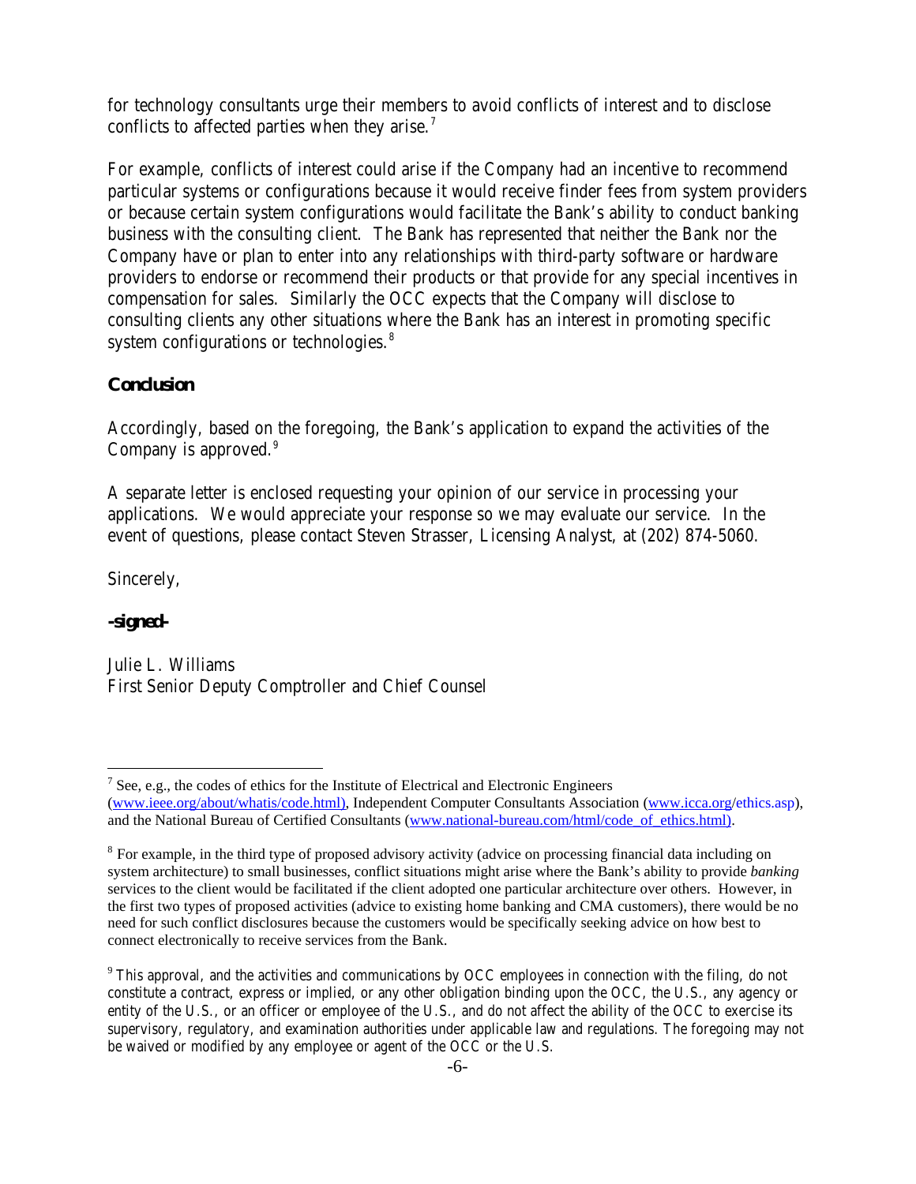for technology consultants urge their members to avoid conflicts of interest and to disclose conflicts to affected parties when they arise.[7]

For example, conflicts of interest could arise if the Company had an incentive to recommend particular systems or configurations because it would receive finder fees from system providers or because certain system configurations would facilitate the Bank's ability to conduct banking business with the consulting client. The Bank has represented that neither the Bank nor the Company have or plan to enter into any relationships with third-party software or hardware providers to endorse or recommend their products or that provide for any special incentives in compensation for sales. Similarly the OCC expects that the Company will disclose to consulting clients any other situations where the Bank has an interest in promoting specific system configurations or technologies.[8]

## Conclusion

Accordingly, based on the foregoing, the Bank's application to expand the activities of the Company is approved.[9]

A separate letter is enclosed requesting your opinion of our service in processing your applications. We would appreciate your response so we may evaluate our service. In the event of questions, please contact Steven Strasser, Licensing Analyst, at (202) 874-5060.

Sincerely,

**-signed-**

Julie L. Williams
First Senior Deputy Comptroller and Chief Counsel

---

[7] See, e.g., the codes of ethics for the Institute of Electrical and Electronic Engineers (www.ieee.org/about/whatis/code.html), Independent Computer Consultants Association (www.icca.org/ethics.asp), and the National Bureau of Certified Consultants (www.national-bureau.com/html/code_of_ethics.html).

[8] For example, in the third type of proposed advisory activity (advice on processing financial data including on system architecture) to small businesses, conflict situations might arise where the Bank's ability to provide *banking* services to the client would be facilitated if the client adopted one particular architecture over others. However, in the first two types of proposed activities (advice to existing home banking and CMA customers), there would be no need for such conflict disclosures because the customers would be specifically seeking advice on how best to connect electronically to receive services from the Bank.

[9] This approval, and the activities and communications by OCC employees in connection with the filing, do not constitute a contract, express or implied, or any other obligation binding upon the OCC, the U.S., any agency or entity of the U.S., or an officer or employee of the U.S., and do not affect the ability of the OCC to exercise its supervisory, regulatory, and examination authorities under applicable law and regulations. The foregoing may not be waived or modified by any employee or agent of the OCC or the U.S.